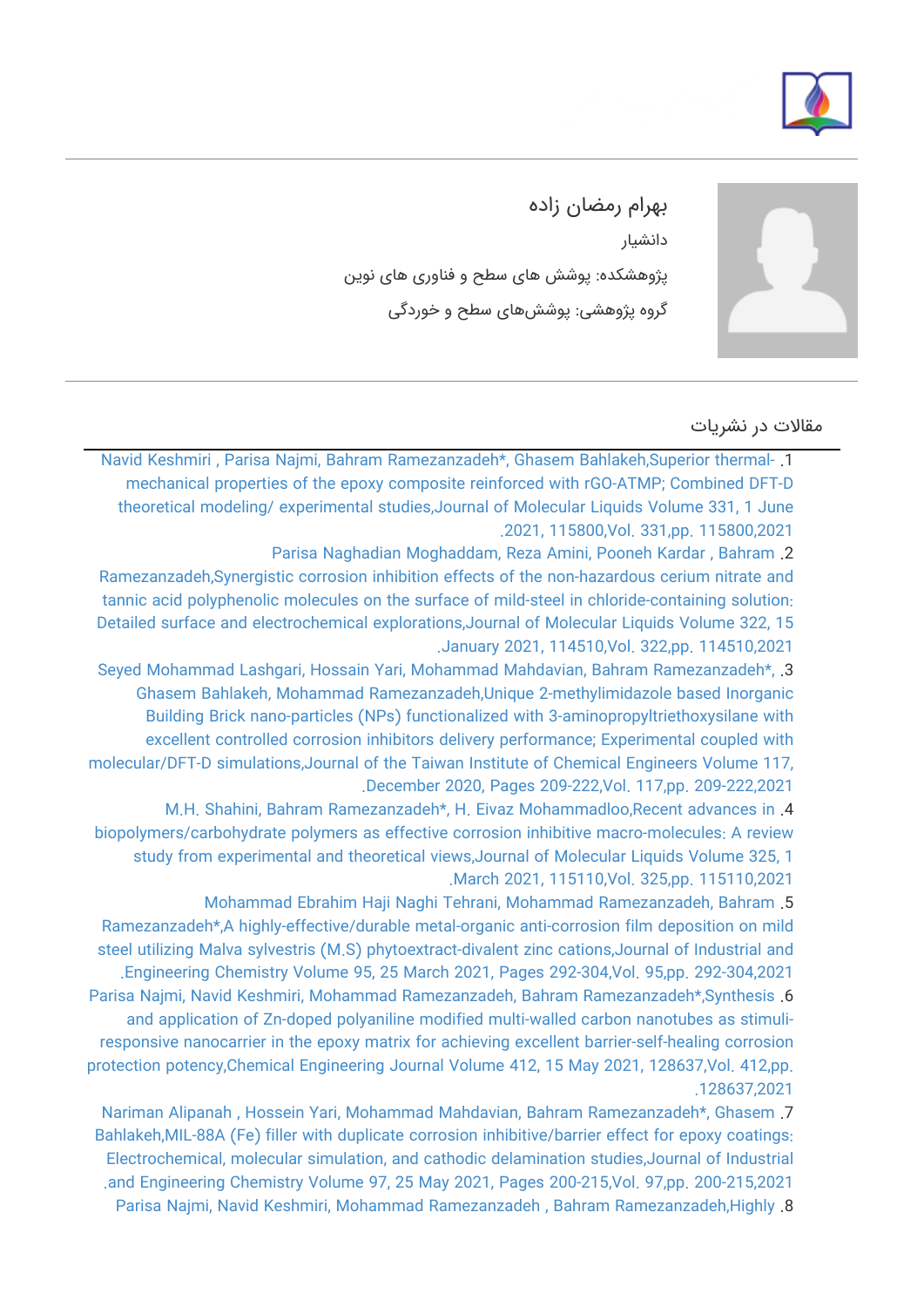# بهرام رمضان زاده

دانشیار

پژوهشکده: پوشش های سطح و فناوری های نوین

گروه پژوهشی: پوشش‌های سطح و خوردگی

## مقالات در نشریات

1. Navid Keshmiri , Parisa Najmi, Bahram Ramezanzadeh*, Ghasem Bahlakeh,Superior thermal-mechanical properties of the epoxy composite reinforced with rGO-ATMP; Combined DFT-D theoretical modeling/ experimental studies,Journal of Molecular Liquids Volume 331, 1 June 2021, 115800,Vol. 331,pp. 115800,2021.
2. Parisa Naghadian Moghaddam, Reza Amini, Pooneh Kardar , Bahram Ramezanzadeh,Synergistic corrosion inhibition effects of the non-hazardous cerium nitrate and tannic acid polyphenolic molecules on the surface of mild-steel in chloride-containing solution: Detailed surface and electrochemical explorations,Journal of Molecular Liquids Volume 322, 15 January 2021, 114510,Vol. 322,pp. 114510,2021.
3. Seyed Mohammad Lashgari, Hossain Yari, Mohammad Mahdavian, Bahram Ramezanzadeh*, Ghasem Bahlakeh, Mohammad Ramezanzadeh,Unique 2-methylimidazole based Inorganic Building Brick nano-particles (NPs) functionalized with 3-aminopropyltriethoxysilane with excellent controlled corrosion inhibitors delivery performance; Experimental coupled with molecular/DFT-D simulations,Journal of the Taiwan Institute of Chemical Engineers Volume 117, December 2020, Pages 209-222,Vol. 117,pp. 209-222,2021.
4. M.H. Shahini, Bahram Ramezanzadeh*, H. Eivaz Mohammadloo,Recent advances in biopolymers/carbohydrate polymers as effective corrosion inhibitive macro-molecules: A review study from experimental and theoretical views,Journal of Molecular Liquids Volume 325, 1 March 2021, 115110,Vol. 325,pp. 115110,2021.
5. Mohammad Ebrahim Haji Naghi Tehrani, Mohammad Ramezanzadeh, Bahram Ramezanzadeh*,A highly-effective/durable metal-organic anti-corrosion film deposition on mild steel utilizing Malva sylvestris (M.S) phytoextract-divalent zinc cations,Journal of Industrial and Engineering Chemistry Volume 95, 25 March 2021, Pages 292-304,Vol. 95,pp. 292-304,2021.
6. Parisa Najmi, Navid Keshmiri, Mohammad Ramezanzadeh, Bahram Ramezanzadeh*,Synthesis and application of Zn-doped polyaniline modified multi-walled carbon nanotubes as stimuli-responsive nanocarrier in the epoxy matrix for achieving excellent barrier-self-healing corrosion protection potency,Chemical Engineering Journal Volume 412, 15 May 2021, 128637,Vol. 412,pp. 128637,2021.
7. Nariman Alipanah , Hossein Yari, Mohammad Mahdavian, Bahram Ramezanzadeh*, Ghasem Bahlakeh,MIL-88A (Fe) filler with duplicate corrosion inhibitive/barrier effect for epoxy coatings: Electrochemical, molecular simulation, and cathodic delamination studies,Journal of Industrial and Engineering Chemistry Volume 97, 25 May 2021, Pages 200-215,Vol. 97,pp. 200-215,2021.
8. Parisa Najmi, Navid Keshmiri, Mohammad Ramezanzadeh , Bahram Ramezanzadeh,Highly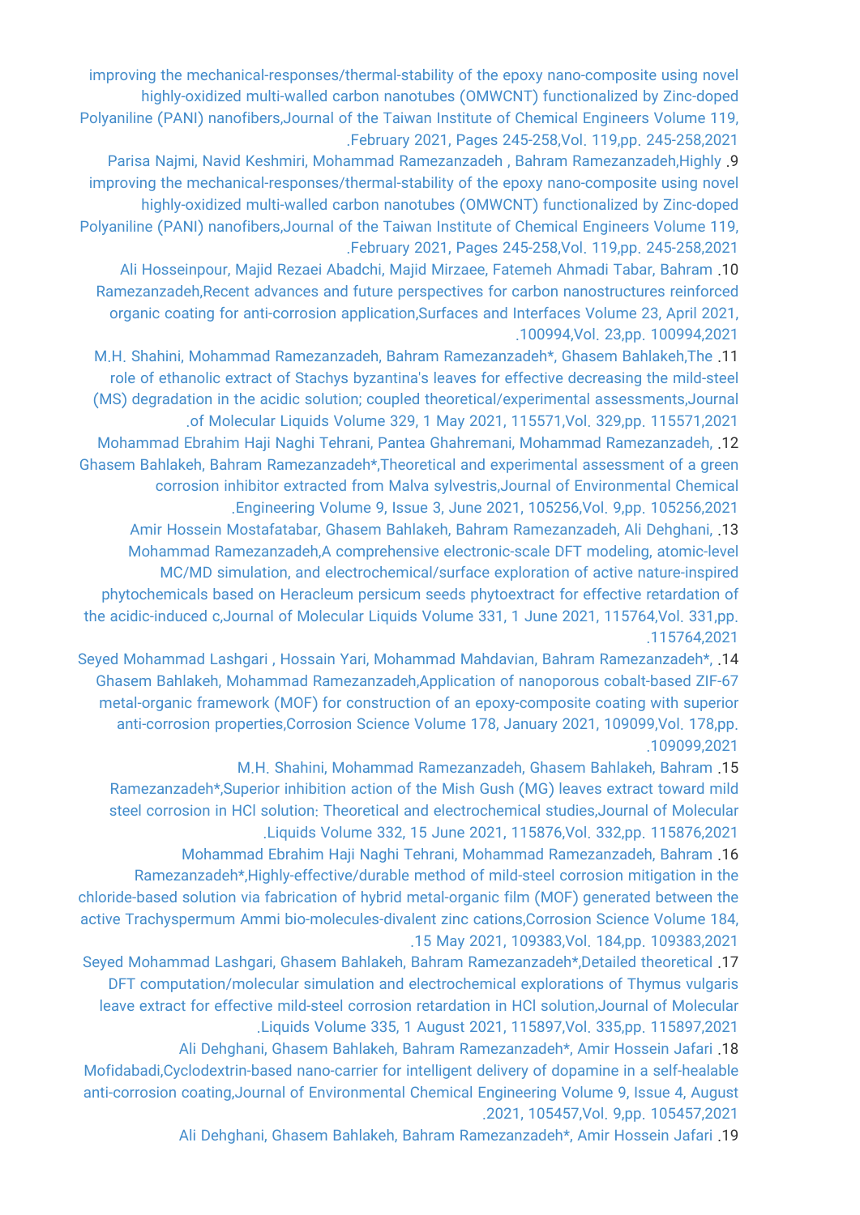improving the mechanical-responses/thermal-stability of the epoxy nano-composite using novel highly-oxidized multi-walled carbon nanotubes (OMWCNT) functionalized by Zinc-doped Polyaniline (PANI) nanofibers,Journal of the Taiwan Institute of Chemical Engineers Volume 119, February 2021, Pages 245-258,Vol. 119,pp. 245-258,2021.

9. Parisa Najmi, Navid Keshmiri, Mohammad Ramezanzadeh , Bahram Ramezanzadeh,Highly improving the mechanical-responses/thermal-stability of the epoxy nano-composite using novel highly-oxidized multi-walled carbon nanotubes (OMWCNT) functionalized by Zinc-doped Polyaniline (PANI) nanofibers,Journal of the Taiwan Institute of Chemical Engineers Volume 119, February 2021, Pages 245-258,Vol. 119,pp. 245-258,2021.

10. Ali Hosseinpour, Majid Rezaei Abadchi, Majid Mirzaee, Fatemeh Ahmadi Tabar, Bahram Ramezanzadeh,Recent advances and future perspectives for carbon nanostructures reinforced organic coating for anti-corrosion application,Surfaces and Interfaces Volume 23, April 2021, 100994,Vol. 23,pp. 100994,2021.

11. M.H. Shahini, Mohammad Ramezanzadeh, Bahram Ramezanzadeh*, Ghasem Bahlakeh,The role of ethanolic extract of Stachys byzantina's leaves for effective decreasing the mild-steel (MS) degradation in the acidic solution; coupled theoretical/experimental assessments,Journal of Molecular Liquids Volume 329, 1 May 2021, 115571,Vol. 329,pp. 115571,2021.

12. Mohammad Ebrahim Haji Naghi Tehrani, Pantea Ghahremani, Mohammad Ramezanzadeh, Ghasem Bahlakeh, Bahram Ramezanzadeh*,Theoretical and experimental assessment of a green corrosion inhibitor extracted from Malva sylvestris,Journal of Environmental Chemical Engineering Volume 9, Issue 3, June 2021, 105256,Vol. 9,pp. 105256,2021.

13. Amir Hossein Mostafatabar, Ghasem Bahlakeh, Bahram Ramezanzadeh, Ali Dehghani, Mohammad Ramezanzadeh,A comprehensive electronic-scale DFT modeling, atomic-level MC/MD simulation, and electrochemical/surface exploration of active nature-inspired phytochemicals based on Heracleum persicum seeds phytoextract for effective retardation of the acidic-induced c,Journal of Molecular Liquids Volume 331, 1 June 2021, 115764,Vol. 331,pp. 115764,2021.

14. Seyed Mohammad Lashgari , Hossain Yari, Mohammad Mahdavian, Bahram Ramezanzadeh*, Ghasem Bahlakeh, Mohammad Ramezanzadeh,Application of nanoporous cobalt-based ZIF-67 metal-organic framework (MOF) for construction of an epoxy-composite coating with superior anti-corrosion properties,Corrosion Science Volume 178, January 2021, 109099,Vol. 178,pp. 109099,2021.

15. M.H. Shahini, Mohammad Ramezanzadeh, Ghasem Bahlakeh, Bahram Ramezanzadeh*,Superior inhibition action of the Mish Gush (MG) leaves extract toward mild steel corrosion in HCl solution: Theoretical and electrochemical studies,Journal of Molecular Liquids Volume 332, 15 June 2021, 115876,Vol. 332,pp. 115876,2021.

16. Mohammad Ebrahim Haji Naghi Tehrani, Mohammad Ramezanzadeh, Bahram Ramezanzadeh*,Highly-effective/durable method of mild-steel corrosion mitigation in the chloride-based solution via fabrication of hybrid metal-organic film (MOF) generated between the active Trachyspermum Ammi bio-molecules-divalent zinc cations,Corrosion Science Volume 184, 15 May 2021, 109383,Vol. 184,pp. 109383,2021.

17. Seyed Mohammad Lashgari, Ghasem Bahlakeh, Bahram Ramezanzadeh*,Detailed theoretical DFT computation/molecular simulation and electrochemical explorations of Thymus vulgaris leave extract for effective mild-steel corrosion retardation in HCl solution,Journal of Molecular Liquids Volume 335, 1 August 2021, 115897,Vol. 335,pp. 115897,2021.

18. Ali Dehghani, Ghasem Bahlakeh, Bahram Ramezanzadeh*, Amir Hossein Jafari Mofidabadi,Cyclodextrin-based nano-carrier for intelligent delivery of dopamine in a self-healable anti-corrosion coating,Journal of Environmental Chemical Engineering Volume 9, Issue 4, August 2021, 105457,Vol. 9,pp. 105457,2021.

19. Ali Dehghani, Ghasem Bahlakeh, Bahram Ramezanzadeh*, Amir Hossein Jafari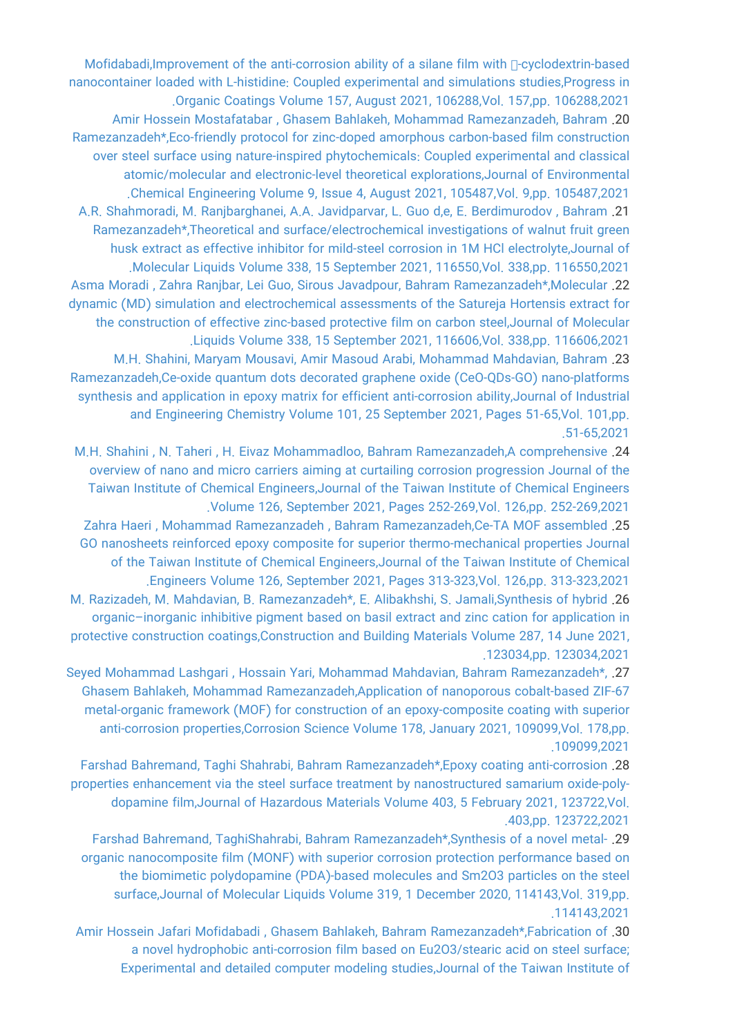Mofidabadi,Improvement of the anti-corrosion ability of a silane film with -cyclodextrin-based nanocontainer loaded with L-histidine: Coupled experimental and simulations studies,Progress in Organic Coatings Volume 157, August 2021, 106288,Vol. 157,pp. 106288,2021.

20. Amir Hossein Mostafatabar , Ghasem Bahlakeh, Mohammad Ramezanzadeh, Bahram Ramezanzadeh*,Eco-friendly protocol for zinc-doped amorphous carbon-based film construction over steel surface using nature-inspired phytochemicals: Coupled experimental and classical atomic/molecular and electronic-level theoretical explorations,Journal of Environmental Chemical Engineering Volume 9, Issue 4, August 2021, 105487,Vol. 9,pp. 105487,2021.

21. A.R. Shahmoradi, M. Ranjbarghanei, A.A. Javidparvar, L. Guo d,e, E. Berdimurodov , Bahram Ramezanzadeh*,Theoretical and surface/electrochemical investigations of walnut fruit green husk extract as effective inhibitor for mild-steel corrosion in 1M HCl electrolyte,Journal of Molecular Liquids Volume 338, 15 September 2021, 116550,Vol. 338,pp. 116550,2021.

22. Asma Moradi , Zahra Ranjbar, Lei Guo, Sirous Javadpour, Bahram Ramezanzadeh*,Molecular dynamic (MD) simulation and electrochemical assessments of the Satureja Hortensis extract for the construction of effective zinc-based protective film on carbon steel,Journal of Molecular Liquids Volume 338, 15 September 2021, 116606,Vol. 338,pp. 116606,2021.

23. M.H. Shahini, Maryam Mousavi, Amir Masoud Arabi, Mohammad Mahdavian, Bahram Ramezanzadeh,Ce-oxide quantum dots decorated graphene oxide (CeO-QDs-GO) nano-platforms synthesis and application in epoxy matrix for efficient anti-corrosion ability,Journal of Industrial and Engineering Chemistry Volume 101, 25 September 2021, Pages 51-65,Vol. 101,pp. 51-65,2021.

24. M.H. Shahini , N. Taheri , H. Eivaz Mohammadloo, Bahram Ramezanzadeh,A comprehensive overview of nano and micro carriers aiming at curtailing corrosion progression Journal of the Taiwan Institute of Chemical Engineers,Journal of the Taiwan Institute of Chemical Engineers Volume 126, September 2021, Pages 252-269,Vol. 126,pp. 252-269,2021.

25. Zahra Haeri , Mohammad Ramezanzadeh , Bahram Ramezanzadeh,Ce-TA MOF assembled GO nanosheets reinforced epoxy composite for superior thermo-mechanical properties Journal of the Taiwan Institute of Chemical Engineers,Journal of the Taiwan Institute of Chemical Engineers Volume 126, September 2021, Pages 313-323,Vol. 126,pp. 313-323,2021.

26. M. Razizadeh, M. Mahdavian, B. Ramezanzadeh*, E. Alibakhshi, S. Jamali,Synthesis of hybrid organic–inorganic inhibitive pigment based on basil extract and zinc cation for application in protective construction coatings,Construction and Building Materials Volume 287, 14 June 2021, 123034,pp. 123034,2021.

27. Seyed Mohammad Lashgari , Hossain Yari, Mohammad Mahdavian, Bahram Ramezanzadeh*, Ghasem Bahlakeh, Mohammad Ramezanzadeh,Application of nanoporous cobalt-based ZIF-67 metal-organic framework (MOF) for construction of an epoxy-composite coating with superior anti-corrosion properties,Corrosion Science Volume 178, January 2021, 109099,Vol. 178,pp. 109099,2021.

28. Farshad Bahremand, Taghi Shahrabi, Bahram Ramezanzadeh*,Epoxy coating anti-corrosion properties enhancement via the steel surface treatment by nanostructured samarium oxide-poly-dopamine film,Journal of Hazardous Materials Volume 403, 5 February 2021, 123722,Vol. 403,pp. 123722,2021.

29. Farshad Bahremand, TaghiShahrabi, Bahram Ramezanzadeh*,Synthesis of a novel metal-organic nanocomposite film (MONF) with superior corrosion protection performance based on the biomimetic polydopamine (PDA)-based molecules and $Sm_2O_3$ particles on the steel surface,Journal of Molecular Liquids Volume 319, 1 December 2020, 114143,Vol. 319,pp. 114143,2021.

30. Amir Hossein Jafari Mofidabadi , Ghasem Bahlakeh, Bahram Ramezanzadeh*,Fabrication of a novel hydrophobic anti-corrosion film based on $Eu_2O_3$/stearic acid on steel surface; Experimental and detailed computer modeling studies,Journal of the Taiwan Institute of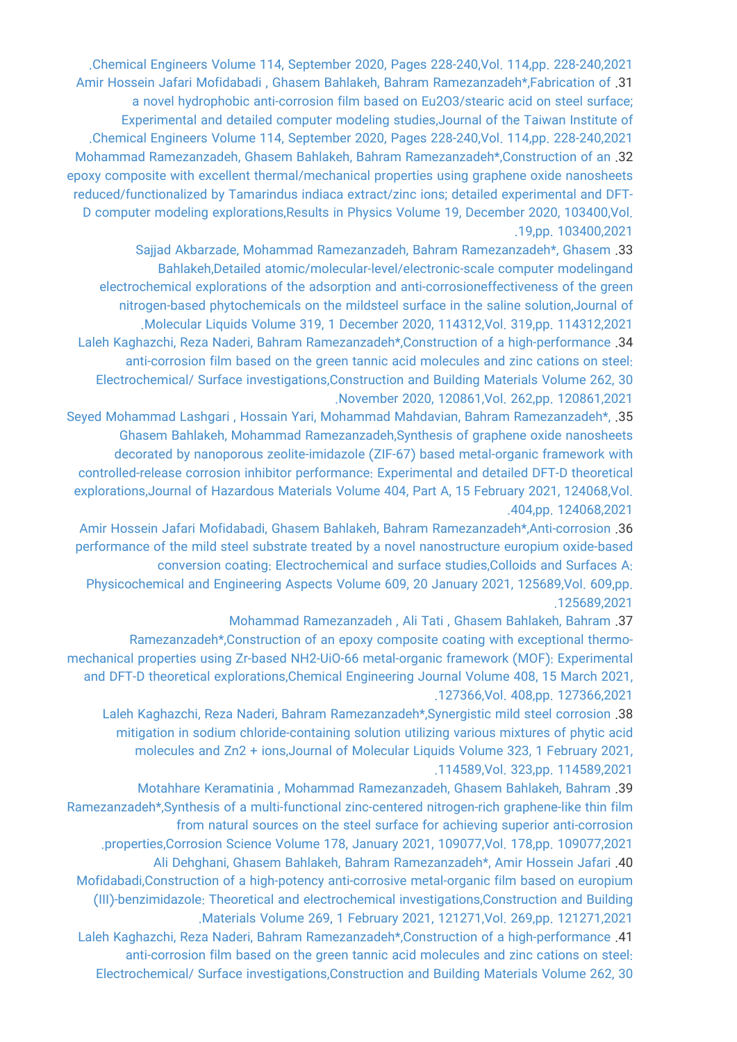Chemical Engineers Volume 114, September 2020, Pages 228-240,Vol. 114,pp. 228-240,2021.

31. Amir Hossein Jafari Mofidabadi , Ghasem Bahlakeh, Bahram Ramezanzadeh*,Fabrication of a novel hydrophobic anti-corrosion film based on $Eu_2O_3$/stearic acid on steel surface; Experimental and detailed computer modeling studies,Journal of the Taiwan Institute of Chemical Engineers Volume 114, September 2020, Pages 228-240,Vol. 114,pp. 228-240,2021.

32. Mohammad Ramezanzadeh, Ghasem Bahlakeh, Bahram Ramezanzadeh*,Construction of an epoxy composite with excellent thermal/mechanical properties using graphene oxide nanosheets reduced/functionalized by Tamarindus indiaca extract/zinc ions; detailed experimental and DFT-D computer modeling explorations,Results in Physics Volume 19, December 2020, 103400,Vol. 19,pp. 103400,2021.

33. Sajjad Akbarzade, Mohammad Ramezanzadeh, Bahram Ramezanzadeh*, Ghasem Bahlakeh,Detailed atomic/molecular-level/electronic-scale computer modelingand electrochemical explorations of the adsorption and anti-corrosioneffectiveness of the green nitrogen-based phytochemicals on the mildsteel surface in the saline solution,Journal of Molecular Liquids Volume 319, 1 December 2020, 114312,Vol. 319,pp. 114312,2021.

34. Laleh Kaghazchi, Reza Naderi, Bahram Ramezanzadeh*,Construction of a high-performance anti-corrosion film based on the green tannic acid molecules and zinc cations on steel: Electrochemical/ Surface investigations,Construction and Building Materials Volume 262, 30 November 2020, 120861,Vol. 262,pp. 120861,2021.

35. Seyed Mohammad Lashgari , Hossain Yari, Mohammad Mahdavian, Bahram Ramezanzadeh*, Ghasem Bahlakeh, Mohammad Ramezanzadeh,Synthesis of graphene oxide nanosheets decorated by nanoporous zeolite-imidazole (ZIF-67) based metal-organic framework with controlled-release corrosion inhibitor performance: Experimental and detailed DFT-D theoretical explorations,Journal of Hazardous Materials Volume 404, Part A, 15 February 2021, 124068,Vol. 404,pp. 124068,2021.

36. Amir Hossein Jafari Mofidabadi, Ghasem Bahlakeh, Bahram Ramezanzadeh*,Anti-corrosion performance of the mild steel substrate treated by a novel nanostructure europium oxide-based conversion coating: Electrochemical and surface studies,Colloids and Surfaces A: Physicochemical and Engineering Aspects Volume 609, 20 January 2021, 125689,Vol. 609,pp. 125689,2021.

37. Mohammad Ramezanzadeh , Ali Tati , Ghasem Bahlakeh, Bahram Ramezanzadeh*,Construction of an epoxy composite coating with exceptional thermo-mechanical properties using Zr-based NH2-UiO-66 metal-organic framework (MOF): Experimental and DFT-D theoretical explorations,Chemical Engineering Journal Volume 408, 15 March 2021, 127366,Vol. 408,pp. 127366,2021.

38. Laleh Kaghazchi, Reza Naderi, Bahram Ramezanzadeh*,Synergistic mild steel corrosion mitigation in sodium chloride-containing solution utilizing various mixtures of phytic acid molecules and Zn2 + ions,Journal of Molecular Liquids Volume 323, 1 February 2021, 114589,Vol. 323,pp. 114589,2021.

39. Motahhare Keramatinia , Mohammad Ramezanzadeh, Ghasem Bahlakeh, Bahram Ramezanzadeh*,Synthesis of a multi-functional zinc-centered nitrogen-rich graphene-like thin film from natural sources on the steel surface for achieving superior anti-corrosion properties,Corrosion Science Volume 178, January 2021, 109077,Vol. 178,pp. 109077,2021.

40. Ali Dehghani, Ghasem Bahlakeh, Bahram Ramezanzadeh*, Amir Hossein Jafari Mofidabadi,Construction of a high-potency anti-corrosive metal-organic film based on europium (III)-benzimidazole: Theoretical and electrochemical investigations,Construction and Building Materials Volume 269, 1 February 2021, 121271,Vol. 269,pp. 121271,2021.

41. Laleh Kaghazchi, Reza Naderi, Bahram Ramezanzadeh*,Construction of a high-performance anti-corrosion film based on the green tannic acid molecules and zinc cations on steel: Electrochemical/ Surface investigations,Construction and Building Materials Volume 262, 30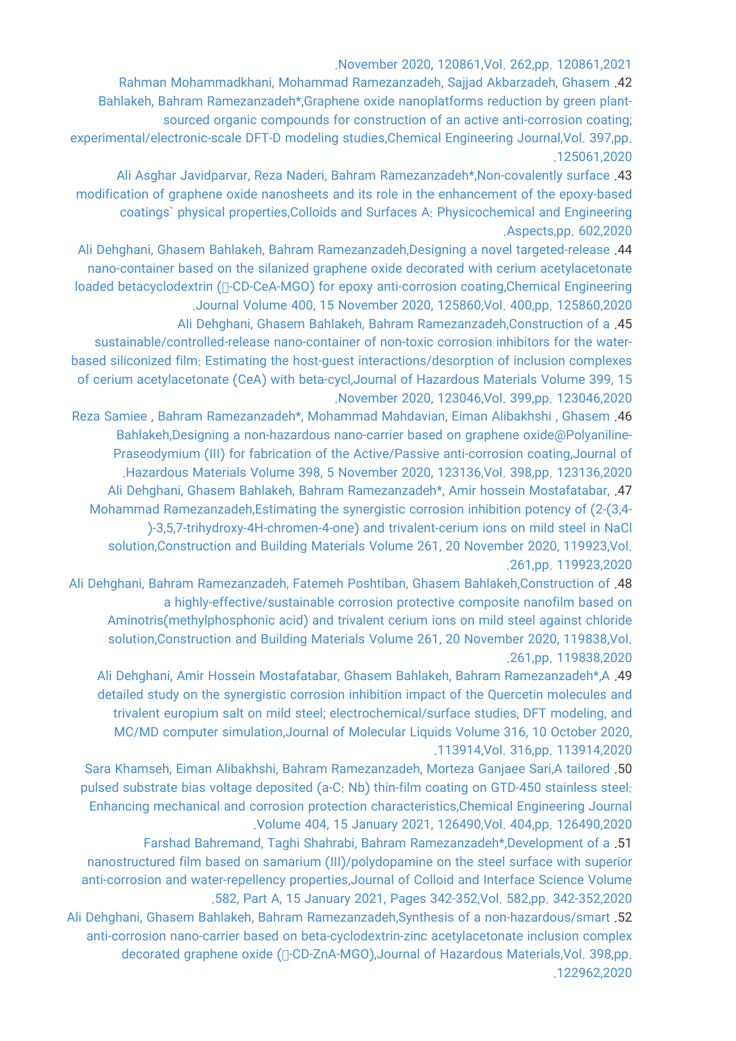November 2020, 120861,Vol. 262,pp. 120861,2021.

42. Rahman Mohammadkhani, Mohammad Ramezanzadeh, Sajjad Akbarzadeh, Ghasem Bahlakeh, Bahram Ramezanzadeh*,Graphene oxide nanoplatforms reduction by green plant-sourced organic compounds for construction of an active anti-corrosion coating; experimental/electronic-scale DFT-D modeling studies,Chemical Engineering Journal,Vol. 397,pp. 125061,2020.

43. Ali Asghar Javidparvar, Reza Naderi, Bahram Ramezanzadeh*,Non-covalently surface modification of graphene oxide nanosheets and its role in the enhancement of the epoxy-based coatings` physical properties,Colloids and Surfaces A: Physicochemical and Engineering Aspects,pp. 602,2020.

44. Ali Dehghani, Ghasem Bahlakeh, Bahram Ramezanzadeh,Designing a novel targeted-release nano-container based on the silanized graphene oxide decorated with cerium acetylacetonate loaded betacyclodextrin (-CD-CeA-MGO) for epoxy anti-corrosion coating,Chemical Engineering Journal Volume 400, 15 November 2020, 125860,Vol. 400,pp. 125860,2020.

45. Ali Dehghani, Ghasem Bahlakeh, Bahram Ramezanzadeh,Construction of a sustainable/controlled-release nano-container of non-toxic corrosion inhibitors for the water-based siliconized film: Estimating the host-guest interactions/desorption of inclusion complexes of cerium acetylacetonate (CeA) with beta-cycl,Journal of Hazardous Materials Volume 399, 15 November 2020, 123046,Vol. 399,pp. 123046,2020.

46. Reza Samiee , Bahram Ramezanzadeh*, Mohammad Mahdavian, Eiman Alibakhshi , Ghasem Bahlakeh,Designing a non-hazardous nano-carrier based on graphene oxide@Polyaniline-Praseodymium (III) for fabrication of the Active/Passive anti-corrosion coating,Journal of Hazardous Materials Volume 398, 5 November 2020, 123136,Vol. 398,pp. 123136,2020.

47. Ali Dehghani, Ghasem Bahlakeh, Bahram Ramezanzadeh*, Amir hossein Mostafatabar, Mohammad Ramezanzadeh,Estimating the synergistic corrosion inhibition potency of (2-(3,4-)-3,5,7-trihydroxy-4H-chromen-4-one) and trivalent-cerium ions on mild steel in NaCl solution,Construction and Building Materials Volume 261, 20 November 2020, 119923,Vol. 261,pp. 119923,2020.

48. Ali Dehghani, Bahram Ramezanzadeh, Fatemeh Poshtiban, Ghasem Bahlakeh,Construction of a highly-effective/sustainable corrosion protective composite nanofilm based on Aminotris(methylphosphonic acid) and trivalent cerium ions on mild steel against chloride solution,Construction and Building Materials Volume 261, 20 November 2020, 119838,Vol. 261,pp. 119838,2020.

49. Ali Dehghani, Amir Hossein Mostafatabar, Ghasem Bahlakeh, Bahram Ramezanzadeh*,A detailed study on the synergistic corrosion inhibition impact of the Quercetin molecules and trivalent europium salt on mild steel; electrochemical/surface studies, DFT modeling, and MC/MD computer simulation,Journal of Molecular Liquids Volume 316, 10 October 2020, 113914,Vol. 316,pp. 113914,2020.

50. Sara Khamseh, Eiman Alibakhshi, Bahram Ramezanzadeh, Morteza Ganjaee Sari,A tailored pulsed substrate bias voltage deposited (a-C: Nb) thin-film coating on GTD-450 stainless steel: Enhancing mechanical and corrosion protection characteristics,Chemical Engineering Journal Volume 404, 15 January 2021, 126490,Vol. 404,pp. 126490,2020.

51. Farshad Bahremand, Taghi Shahrabi, Bahram Ramezanzadeh*,Development of a nanostructured film based on samarium (III)/polydopamine on the steel surface with superior anti-corrosion and water-repellency properties,Journal of Colloid and Interface Science Volume 582, Part A, 15 January 2021, Pages 342-352,Vol. 582,pp. 342-352,2020.

52. Ali Dehghani, Ghasem Bahlakeh, Bahram Ramezanzadeh,Synthesis of a non-hazardous/smart anti-corrosion nano-carrier based on beta-cyclodextrin-zinc acetylacetonate inclusion complex decorated graphene oxide (-CD-ZnA-MGO),Journal of Hazardous Materials,Vol. 398,pp. 122962,2020.